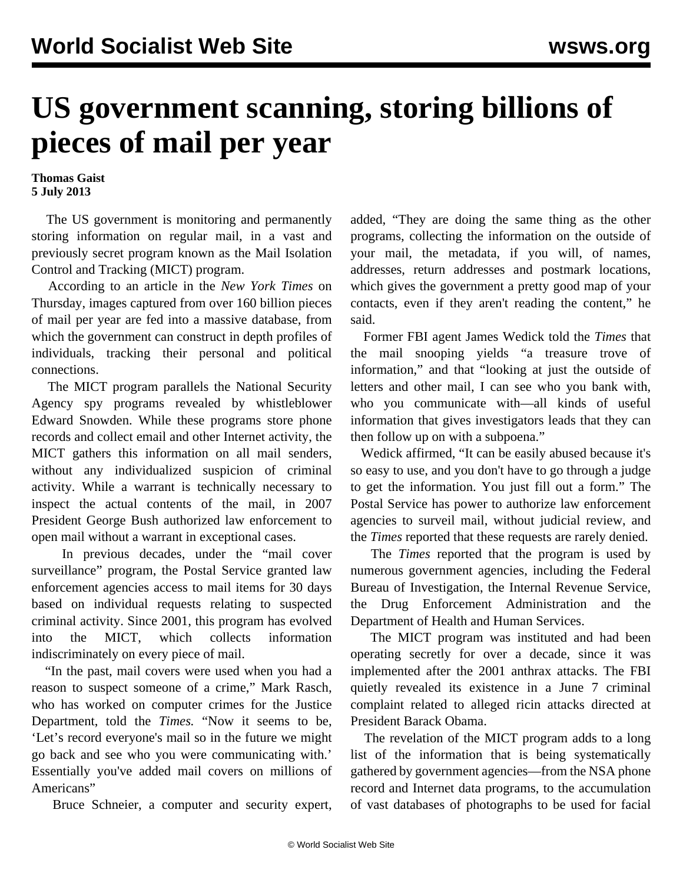# US government scanning, storing billions of pieces of mail per year

**Thomas Gaist**
**5 July 2013**

The US government is monitoring and permanently storing information on regular mail, in a vast and previously secret program known as the Mail Isolation Control and Tracking (MICT) program.

According to an article in the *New York Times* on Thursday, images captured from over 160 billion pieces of mail per year are fed into a massive database, from which the government can construct in depth profiles of individuals, tracking their personal and political connections.

The MICT program parallels the National Security Agency spy programs revealed by whistleblower Edward Snowden. While these programs store phone records and collect email and other Internet activity, the MICT gathers this information on all mail senders, without any individualized suspicion of criminal activity. While a warrant is technically necessary to inspect the actual contents of the mail, in 2007 President George Bush authorized law enforcement to open mail without a warrant in exceptional cases.

In previous decades, under the "mail cover surveillance" program, the Postal Service granted law enforcement agencies access to mail items for 30 days based on individual requests relating to suspected criminal activity. Since 2001, this program has evolved into the MICT, which collects information indiscriminately on every piece of mail.

"In the past, mail covers were used when you had a reason to suspect someone of a crime," Mark Rasch, who has worked on computer crimes for the Justice Department, told the *Times.* "Now it seems to be, 'Let's record everyone's mail so in the future we might go back and see who you were communicating with.' Essentially you've added mail covers on millions of Americans"

Bruce Schneier, a computer and security expert, added, "They are doing the same thing as the other programs, collecting the information on the outside of your mail, the metadata, if you will, of names, addresses, return addresses and postmark locations, which gives the government a pretty good map of your contacts, even if they aren't reading the content," he said.

Former FBI agent James Wedick told the *Times* that the mail snooping yields "a treasure trove of information," and that "looking at just the outside of letters and other mail, I can see who you bank with, who you communicate with—all kinds of useful information that gives investigators leads that they can then follow up on with a subpoena."

Wedick affirmed, "It can be easily abused because it's so easy to use, and you don't have to go through a judge to get the information. You just fill out a form." The Postal Service has power to authorize law enforcement agencies to surveil mail, without judicial review, and the *Times* reported that these requests are rarely denied.

The *Times* reported that the program is used by numerous government agencies, including the Federal Bureau of Investigation, the Internal Revenue Service, the Drug Enforcement Administration and the Department of Health and Human Services.

The MICT program was instituted and had been operating secretly for over a decade, since it was implemented after the 2001 anthrax attacks. The FBI quietly revealed its existence in a June 7 criminal complaint related to alleged ricin attacks directed at President Barack Obama.

The revelation of the MICT program adds to a long list of the information that is being systematically gathered by government agencies—from the NSA phone record and Internet data programs, to the accumulation of vast databases of photographs to be used for facial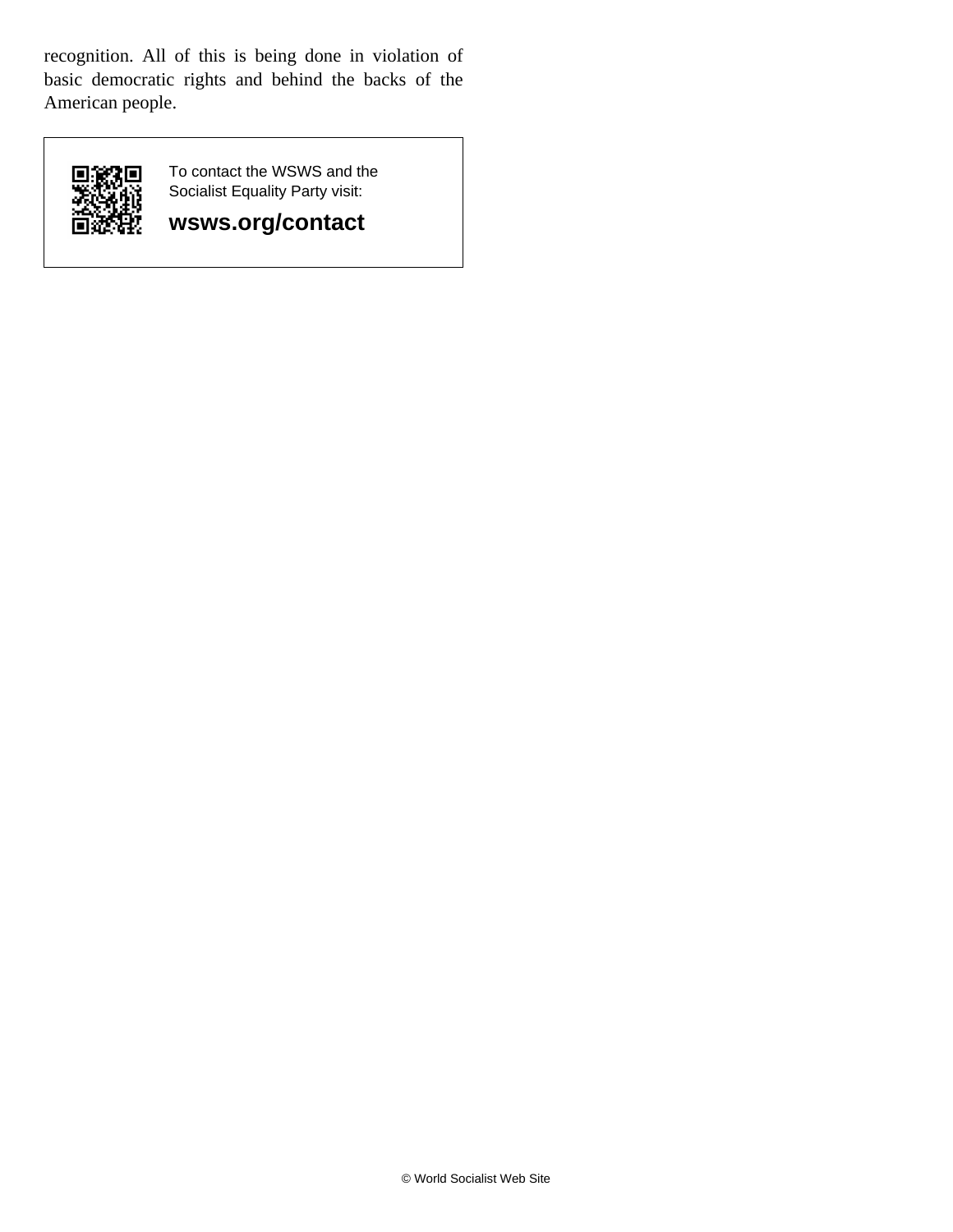recognition. All of this is being done in violation of basic democratic rights and behind the backs of the American people.

To contact the WSWS and the Socialist Equality Party visit:

**wsws.org/contact**